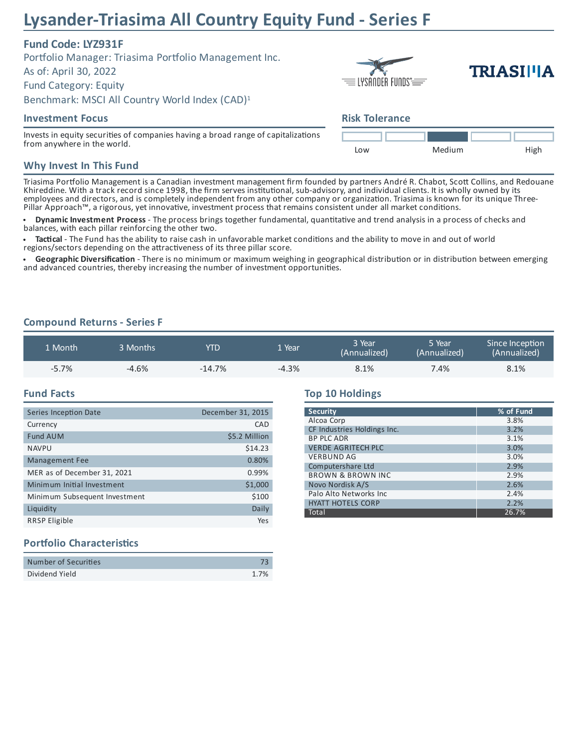# Lysander-Triasima All Country Equity Fund - Series F

**Fund Code: LYZ931F**

Portfolio Manager: Triasima Portfolio Management Inc.

As of: April 30, 2022

Fund Category: Equity

Benchmark: MSCI All Country World Index (CAD)[1]

## Investment Focus

Invests in equity securities of companies having a broad range of capitalizations from anywhere in the world.

## Risk Tolerance

Low | Medium | High

Medium

## Why Invest In This Fund

Triasima Portfolio Management is a Canadian investment management firm founded by partners André R. Chabot, Scott Collins, and Redouane Khireddine. With a track record since 1998, the firm serves institutional, sub-advisory, and individual clients. It is wholly owned by its employees and directors, and is completely independent from any other company or organization. Triasima is known for its unique Three-Pillar Approach™, a rigorous, yet innovative, investment process that remains consistent under all market conditions.

- **Dynamic Investment Process** - The process brings together fundamental, quantitative and trend analysis in a process of checks and balances, with each pillar reinforcing the other two.
- **Tactical** - The Fund has the ability to raise cash in unfavorable market conditions and the ability to move in and out of world regions/sectors depending on the attractiveness of its three pillar score.
- **Geographic Diversification** - There is no minimum or maximum weighing in geographical distribution or in distribution between emerging and advanced countries, thereby increasing the number of investment opportunities.

## Compound Returns - Series F

| 1 Month | 3 Months | YTD | 1 Year | 3 Year (Annualized) | 5 Year (Annualized) | Since Inception (Annualized) |
|---|---|---|---|---|---|---|
| -5.7% | -4.6% | -14.7% | -4.3% | 8.1% | 7.4% | 8.1% |

## Fund Facts

| | |
|---|---|
| Series Inception Date | December 31, 2015 |
| Currency | CAD |
| Fund AUM | $5.2 Million |
| NAVPU | $14.23 |
| Management Fee | 0.80% |
| MER as of December 31, 2021 | 0.99% |
| Minimum Initial Investment | $1,000 |
| Minimum Subsequent Investment | $100 |
| Liquidity | Daily |
| RRSP Eligible | Yes |

## Top 10 Holdings

| Security | % of Fund |
|---|---|
| Alcoa Corp | 3.8% |
| CF Industries Holdings Inc. | 3.2% |
| BP PLC ADR | 3.1% |
| VERDE AGRITECH PLC | 3.0% |
| VERBUND AG | 3.0% |
| Computershare Ltd | 2.9% |
| BROWN & BROWN INC | 2.9% |
| Novo Nordisk A/S | 2.6% |
| Palo Alto Networks Inc | 2.4% |
| HYATT HOTELS CORP | 2.2% |
| Total | 26.7% |

## Portfolio Characteristics

| | |
|---|---|
| Number of Securities | 73 |
| Dividend Yield | 1.7% |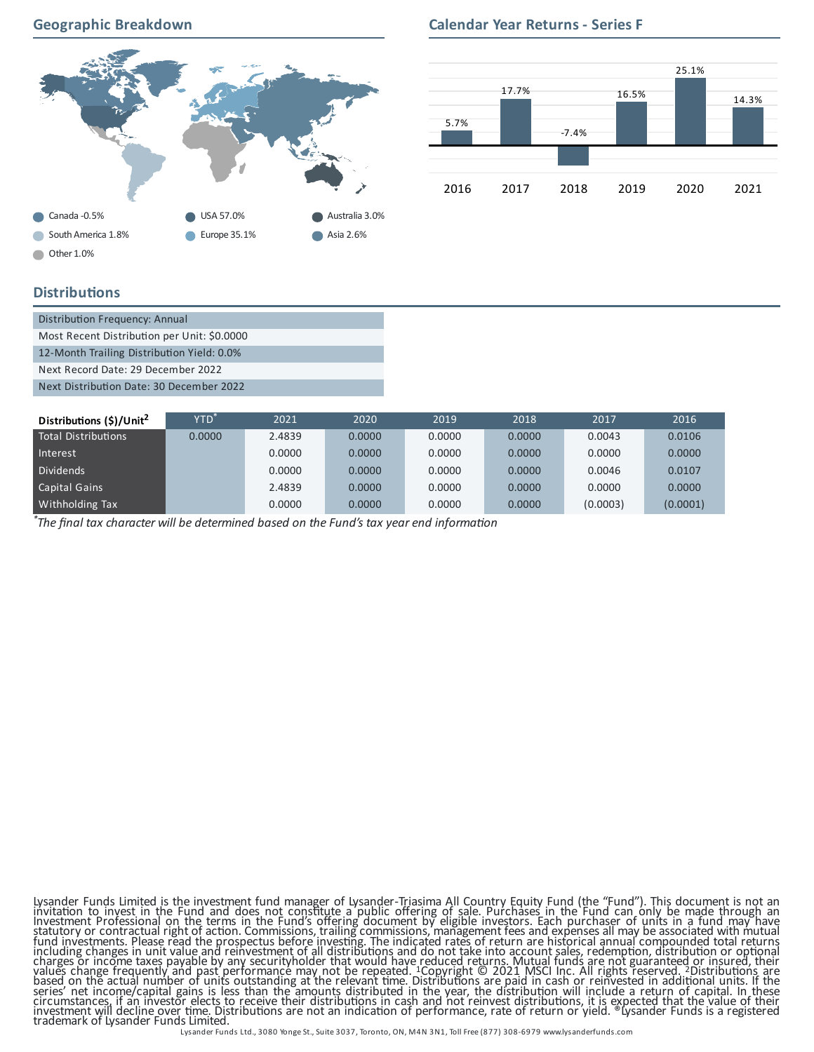## Geographic Breakdown

Canada -0.5%
USA 57.0%
Australia 3.0%
South America 1.8%
Europe 35.1%
Asia 2.6%
Other 1.0%

## Calendar Year Returns - Series F

5.7%
17.7%
-7.4%
16.5%
25.1%
14.3%

2016 2017 2018 2019 2020 2021

## Distributions

| |
|---|
| Distribution Frequency: Annual |
| Most Recent Distribution per Unit: $0.0000 |
| 12-Month Trailing Distribution Yield: 0.0% |
| Next Record Date: 29 December 2022 |
| Next Distribution Date: 30 December 2022 |

| Distributions ($)/Unit[2] | YTD* | 2021 | 2020 | 2019 | 2018 | 2017 | 2016 |
|---|---|---|---|---|---|---|---|
| Total Distributions | 0.0000 | 2.4839 | 0.0000 | 0.0000 | 0.0000 | 0.0043 | 0.0106 |
| Interest | | 0.0000 | 0.0000 | 0.0000 | 0.0000 | 0.0000 | 0.0000 |
| Dividends | | 0.0000 | 0.0000 | 0.0000 | 0.0000 | 0.0046 | 0.0107 |
| Capital Gains | | 2.4839 | 0.0000 | 0.0000 | 0.0000 | 0.0000 | 0.0000 |
| Withholding Tax | | 0.0000 | 0.0000 | 0.0000 | 0.0000 | (0.0003) | (0.0001) |

**The final tax character will be determined based on the Fund's tax year end information*

Lysander Funds Limited is the investment fund manager of Lysander-Triasima All Country Equity Fund (the "Fund"). This document is not an invitation to invest in the Fund and does not constitute a public offering of sale. Purchases in the Fund can only be made through an Investment Professional on the terms in the Fund's offering document by eligible investors. Each purchaser of units in a fund may have statutory or contractual right of action. Commissions, trailing commissions, management fees and expenses all may be associated with mutual fund investments. Please read the prospectus before investing. The indicated rates of return are historical annual compounded total returns including changes in unit value and reinvestment of all distributions and do not take into account sales, redemption, distribution or optional charges or income taxes payable by any securityholder that would have reduced returns. Mutual funds are not guaranteed or insured, their values change frequently and past performance may not be repeated. [1]Copyright © 2021 MSCI Inc. All rights reserved. [2]Distributions are based on the actual number of units outstanding at the relevant time. Distributions are paid in cash or reinvested in additional units. If the series' net income/capital gains is less than the amounts distributed in the year, the distribution will include a return of capital. In these circumstances, if an investor elects to receive their distributions in cash and not reinvest distributions, it is expected that the value of their investment will decline over time. Distributions are not an indication of performance, rate of return or yield. ®Lysander Funds is a registered trademark of Lysander Funds Limited.

Lysander Funds Ltd., 3080 Yonge St., Suite 3037, Toronto, ON, M4N 3N1, Toll Free (877) 308-6979 www.lysanderfunds.com